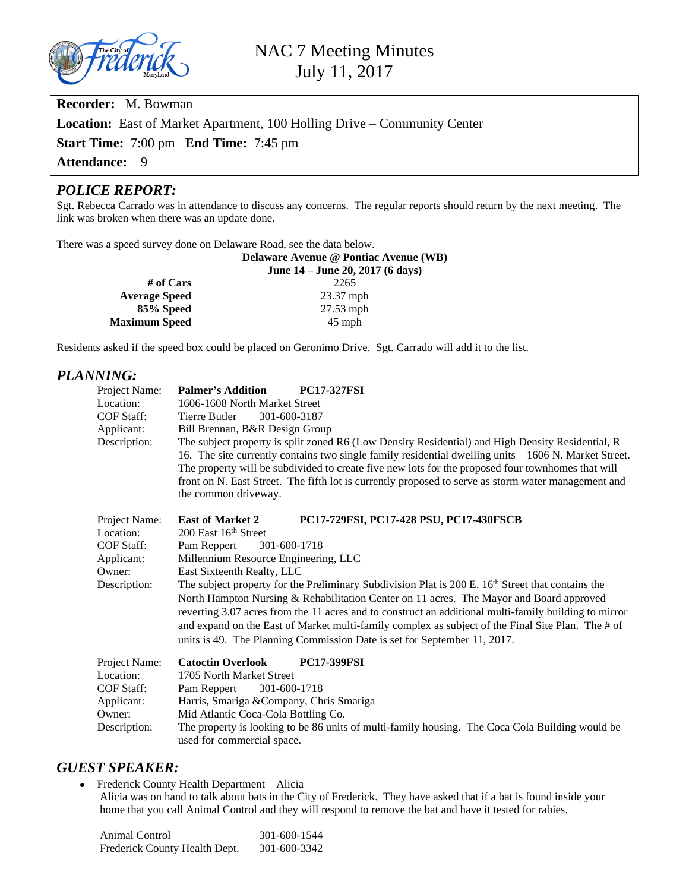# NAC 7 Meeting Minutes
July 11, 2017

**Recorder:** M. Bowman
**Location:** East of Market Apartment, 100 Holling Drive – Community Center
**Start Time:** 7:00 pm **End Time:** 7:45 pm
**Attendance:** 9

## *POLICE REPORT:*

Sgt. Rebecca Carrado was in attendance to discuss any concerns. The regular reports should return by the next meeting. The link was broken when there was an update done.

There was a speed survey done on Delaware Road, see the data below.

| | Delaware Avenue @ Pontiac Avenue (WB) June 14 – June 20, 2017 (6 days) |
|---|---|
| **# of Cars** | 2265 |
| **Average Speed** | 23.37 mph |
| **85% Speed** | 27.53 mph |
| **Maximum Speed** | 45 mph |

Residents asked if the speed box could be placed on Geronimo Drive. Sgt. Carrado will add it to the list.

## *PLANNING:*

| | |
|---|---|
| Project Name: | **Palmer's Addition PC17-327FSI** |
| Location: | 1606-1608 North Market Street |
| COF Staff: | Tierre Butler 301-600-3187 |
| Applicant: | Bill Brennan, B&R Design Group |
| Description: | The subject property is split zoned R6 (Low Density Residential) and High Density Residential, R 16. The site currently contains two single family residential dwelling units – 1606 N. Market Street. The property will be subdivided to create five new lots for the proposed four townhomes that will front on N. East Street. The fifth lot is currently proposed to serve as storm water management and the common driveway. |

| | |
|---|---|
| Project Name: | **East of Market 2 PC17-729FSI, PC17-428 PSU, PC17-430FSCB** |
| Location: | 200 East 16th Street |
| COF Staff: | Pam Reppert 301-600-1718 |
| Applicant: | Millennium Resource Engineering, LLC |
| Owner: | East Sixteenth Realty, LLC |
| Description: | The subject property for the Preliminary Subdivision Plat is 200 E. 16th Street that contains the North Hampton Nursing & Rehabilitation Center on 11 acres. The Mayor and Board approved reverting 3.07 acres from the 11 acres and to construct an additional multi-family building to mirror and expand on the East of Market multi-family complex as subject of the Final Site Plan. The # of units is 49. The Planning Commission Date is set for September 11, 2017. |

| | |
|---|---|
| Project Name: | **Catoctin Overlook PC17-399FSI** |
| Location: | 1705 North Market Street |
| COF Staff: | Pam Reppert 301-600-1718 |
| Applicant: | Harris, Smariga &Company, Chris Smariga |
| Owner: | Mid Atlantic Coca-Cola Bottling Co. |
| Description: | The property is looking to be 86 units of multi-family housing. The Coca Cola Building would be used for commercial space. |

## *GUEST SPEAKER:*

- Frederick County Health Department – Alicia
  Alicia was on hand to talk about bats in the City of Frederick. They have asked that if a bat is found inside your home that you call Animal Control and they will respond to remove the bat and have it tested for rabies.

| | |
|---|---|
| Animal Control | 301-600-1544 |
| Frederick County Health Dept. | 301-600-3342 |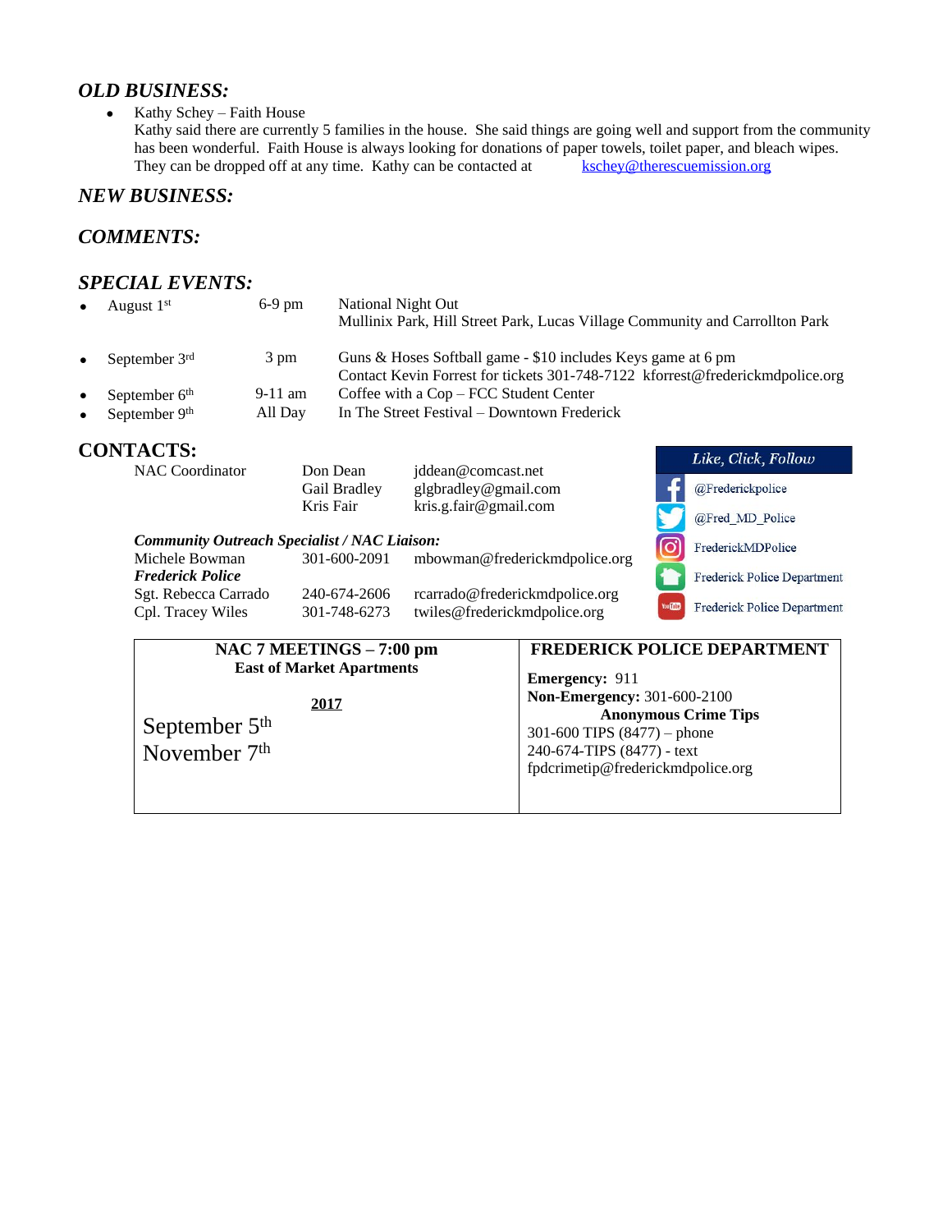## *OLD BUSINESS:*

- Kathy Schey – Faith House
  Kathy said there are currently 5 families in the house. She said things are going well and support from the community has been wonderful. Faith House is always looking for donations of paper towels, toilet paper, and bleach wipes. They can be dropped off at any time. Kathy can be contacted at kschey@therescuemission.org

## *NEW BUSINESS:*

## *COMMENTS:*

## *SPECIAL EVENTS:*

- August 1st — 6-9 pm — National Night Out
  Mullinix Park, Hill Street Park, Lucas Village Community and Carrollton Park
- September 3rd — 3 pm — Guns & Hoses Softball game - $10 includes Keys game at 6 pm
  Contact Kevin Forrest for tickets 301-748-7122 kforrest@frederickmdpolice.org
- September 6th — 9-11 am — Coffee with a Cop – FCC Student Center
- September 9th — All Day — In The Street Festival – Downtown Frederick

## CONTACTS:

| | | |
|---|---|---|
| NAC Coordinator | Don Dean | jddean@comcast.net |
| | Gail Bradley | glgbradley@gmail.com |
| | Kris Fair | kris.g.fair@gmail.com |

***Community Outreach Specialist / NAC Liaison:***

| | | |
|---|---|---|
| Michele Bowman | 301-600-2091 | mbowman@frederickmdpolice.org |
| ***Frederick Police*** | | |
| Sgt. Rebecca Carrado | 240-674-2606 | rcarrado@frederickmdpolice.org |
| Cpl. Tracey Wiles | 301-748-6273 | twiles@frederickmdpolice.org |

*Like, Click, Follow*

- @Frederickpolice
- @Fred_MD_Police
- FrederickMDPolice
- Frederick Police Department
- Frederick Police Department

**NAC 7 MEETINGS – 7:00 pm**
**East of Market Apartments**

**2017**

September 5th
November 7th

**FREDERICK POLICE DEPARTMENT**

**Emergency:** 911
**Non-Emergency:** 301-600-2100
**Anonymous Crime Tips**
301-600 TIPS (8477) – phone
240-674-TIPS (8477) - text
fpdcrimetip@frederickmdpolice.org